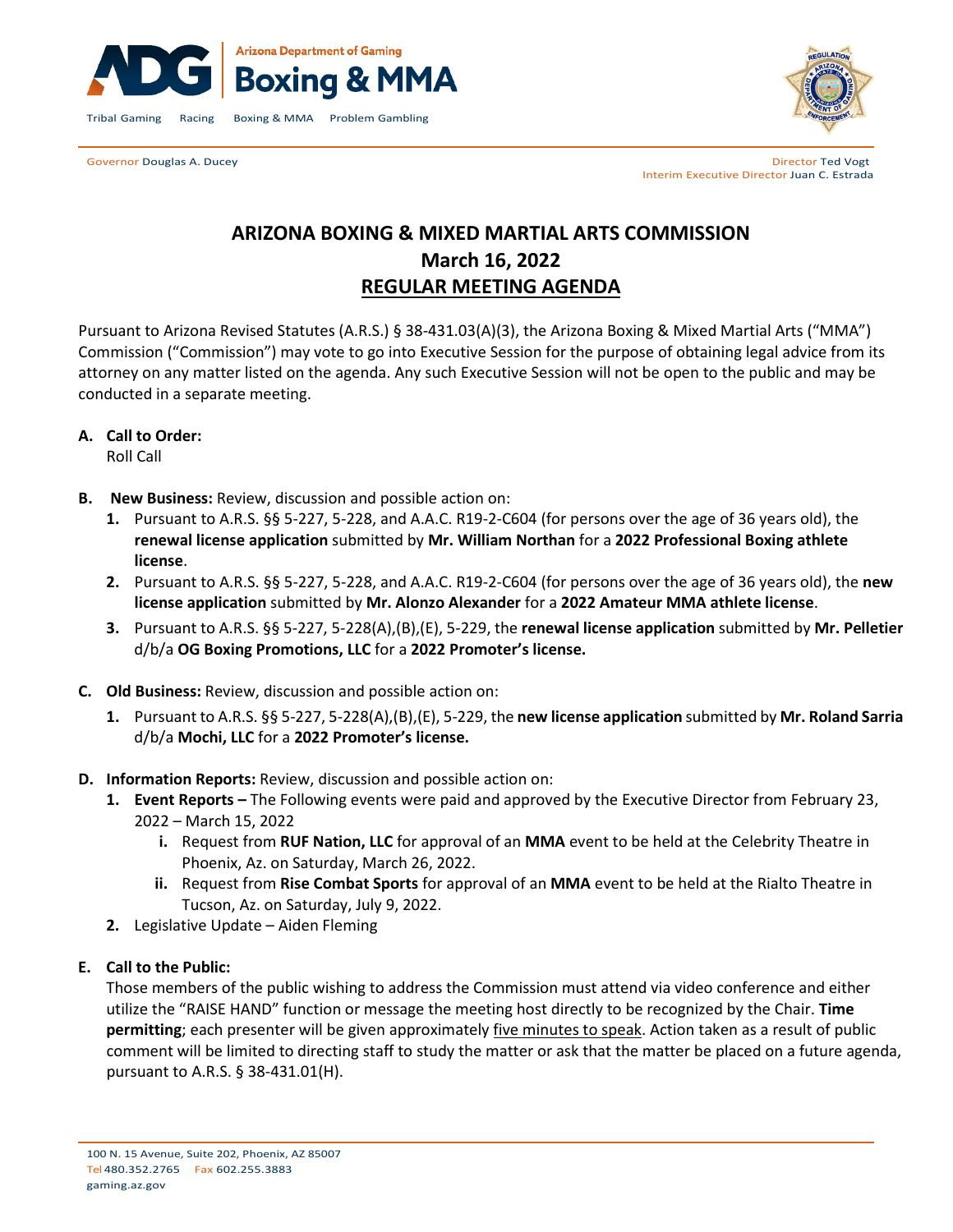Arizona Department of Gaming
**Boxing & MMA**

Tribal Gaming Racing Boxing & MMA Problem Gambling

Governor Douglas A. Ducey

Director Ted Vogt
Interim Executive Director Juan C. Estrada

# ARIZONA BOXING & MIXED MARTIAL ARTS COMMISSION
## March 16, 2022
## REGULAR MEETING AGENDA

Pursuant to Arizona Revised Statutes (A.R.S.) § 38-431.03(A)(3), the Arizona Boxing & Mixed Martial Arts ("MMA") Commission ("Commission") may vote to go into Executive Session for the purpose of obtaining legal advice from its attorney on any matter listed on the agenda. Any such Executive Session will not be open to the public and may be conducted in a separate meeting.

**A. Call to Order:**
Roll Call

**B. New Business:** Review, discussion and possible action on:

1. Pursuant to A.R.S. §§ 5-227, 5-228, and A.A.C. R19-2-C604 (for persons over the age of 36 years old), the **renewal license application** submitted by **Mr. William Northan** for a **2022 Professional Boxing athlete license**.
2. Pursuant to A.R.S. §§ 5-227, 5-228, and A.A.C. R19-2-C604 (for persons over the age of 36 years old), the **new license application** submitted by **Mr. Alonzo Alexander** for a **2022 Amateur MMA athlete license**.
3. Pursuant to A.R.S. §§ 5-227, 5-228(A),(B),(E), 5-229, the **renewal license application** submitted by **Mr. Pelletier** d/b/a **OG Boxing Promotions, LLC** for a **2022 Promoter's license.**

**C. Old Business:** Review, discussion and possible action on:

1. Pursuant to A.R.S. §§ 5-227, 5-228(A),(B),(E), 5-229, the **new license application** submitted by **Mr. Roland Sarria** d/b/a **Mochi, LLC** for a **2022 Promoter's license.**

**D. Information Reports:** Review, discussion and possible action on:

1. **Event Reports –** The Following events were paid and approved by the Executive Director from February 23, 2022 – March 15, 2022
   - **i.** Request from **RUF Nation, LLC** for approval of an **MMA** event to be held at the Celebrity Theatre in Phoenix, Az. on Saturday, March 26, 2022.
   - **ii.** Request from **Rise Combat Sports** for approval of an **MMA** event to be held at the Rialto Theatre in Tucson, Az. on Saturday, July 9, 2022.
2. Legislative Update – Aiden Fleming

**E. Call to the Public:**
Those members of the public wishing to address the Commission must attend via video conference and either utilize the "RAISE HAND" function or message the meeting host directly to be recognized by the Chair. **Time permitting**; each presenter will be given approximately <u>five minutes to speak</u>. Action taken as a result of public comment will be limited to directing staff to study the matter or ask that the matter be placed on a future agenda, pursuant to A.R.S. § 38-431.01(H).

100 N. 15 Avenue, Suite 202, Phoenix, AZ 85007
Tel 480.352.2765 Fax 602.255.3883
gaming.az.gov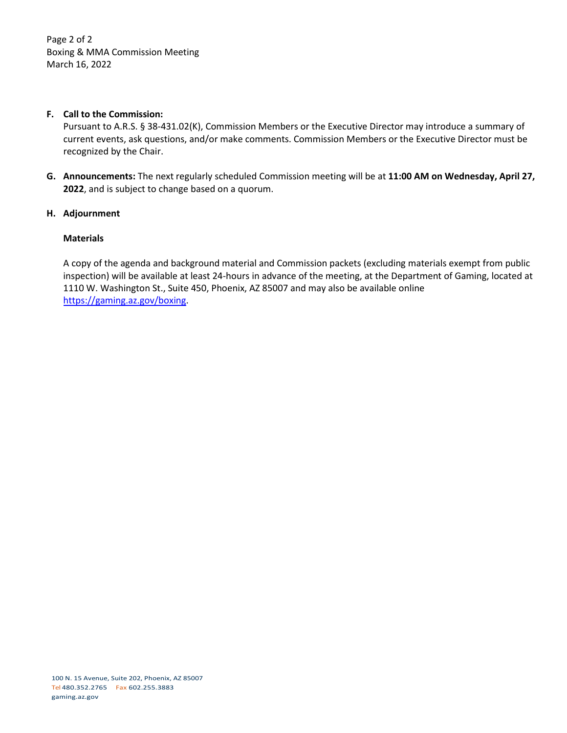**F. Call to the Commission:**
Pursuant to A.R.S. § 38-431.02(K), Commission Members or the Executive Director may introduce a summary of current events, ask questions, and/or make comments. Commission Members or the Executive Director must be recognized by the Chair.

**G. Announcements:** The next regularly scheduled Commission meeting will be at **11:00 AM on Wednesday, April 27, 2022**, and is subject to change based on a quorum.

**H. Adjournment**

**Materials**

A copy of the agenda and background material and Commission packets (excluding materials exempt from public inspection) will be available at least 24-hours in advance of the meeting, at the Department of Gaming, located at 1110 W. Washington St., Suite 450, Phoenix, AZ 85007 and may also be available online https://gaming.az.gov/boxing.